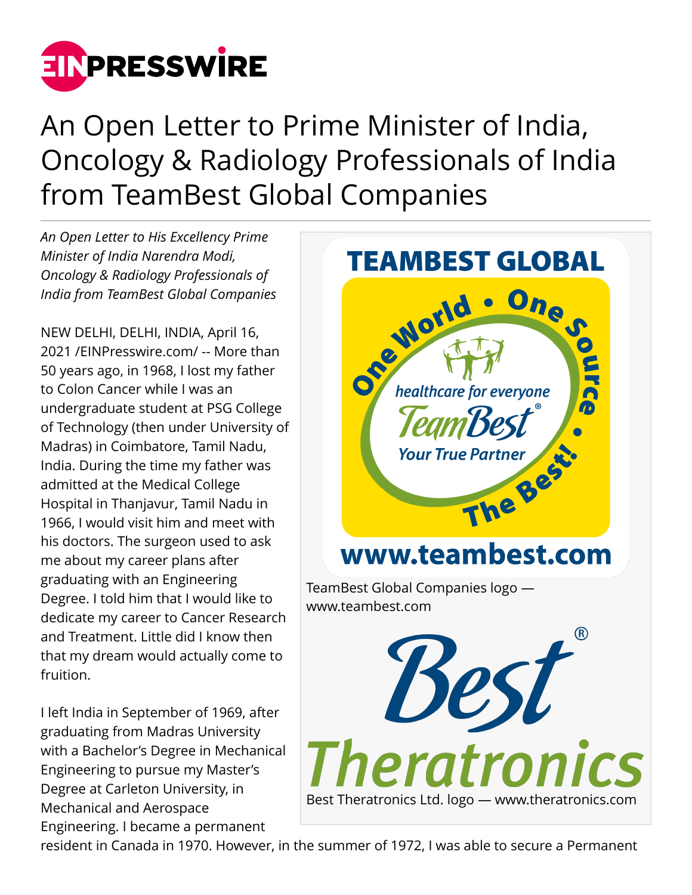# An Open Letter to Prime Minister of India, Oncology & Radiology Professionals of India from TeamBest Global Companies

*An Open Letter to His Excellency Prime Minister of India Narendra Modi, Oncology & Radiology Professionals of India from TeamBest Global Companies*

NEW DELHI, DELHI, INDIA, April 16, 2021 /EINPresswire.com/ -- More than 50 years ago, in 1968, I lost my father to Colon Cancer while I was an undergraduate student at PSG College of Technology (then under University of Madras) in Coimbatore, Tamil Nadu, India. During the time my father was admitted at the Medical College Hospital in Thanjavur, Tamil Nadu in 1966, I would visit him and meet with his doctors. The surgeon used to ask me about my career plans after graduating with an Engineering Degree. I told him that I would like to dedicate my career to Cancer Research and Treatment. Little did I know then that my dream would actually come to fruition.

TeamBest Global Companies logo — www.teambest.com

Best Theratronics Ltd. logo — www.theratronics.com

I left India in September of 1969, after graduating from Madras University with a Bachelor's Degree in Mechanical Engineering to pursue my Master's Degree at Carleton University, in Mechanical and Aerospace Engineering. I became a permanent resident in Canada in 1970. However, in the summer of 1972, I was able to secure a Permanent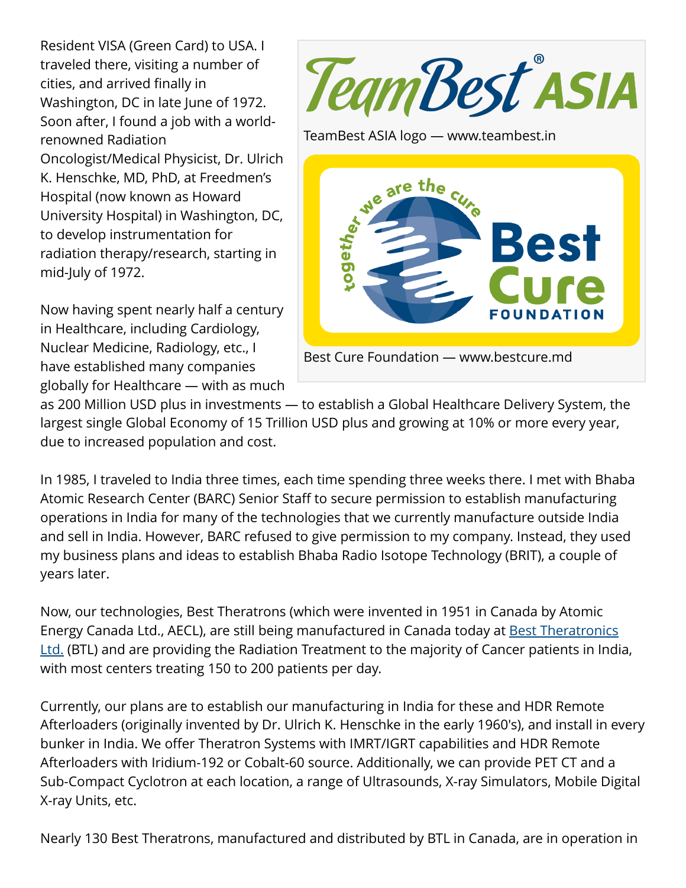Resident VISA (Green Card) to USA. I traveled there, visiting a number of cities, and arrived finally in Washington, DC in late June of 1972. Soon after, I found a job with a world-renowned Radiation Oncologist/Medical Physicist, Dr. Ulrich K. Henschke, MD, PhD, at Freedmen's Hospital (now known as Howard University Hospital) in Washington, DC, to develop instrumentation for radiation therapy/research, starting in mid-July of 1972.

TeamBest ASIA logo — www.teambest.in

Best Cure Foundation — www.bestcure.md

Now having spent nearly half a century in Healthcare, including Cardiology, Nuclear Medicine, Radiology, etc., I have established many companies globally for Healthcare — with as much as 200 Million USD plus in investments — to establish a Global Healthcare Delivery System, the largest single Global Economy of 15 Trillion USD plus and growing at 10% or more every year, due to increased population and cost.

In 1985, I traveled to India three times, each time spending three weeks there. I met with Bhaba Atomic Research Center (BARC) Senior Staff to secure permission to establish manufacturing operations in India for many of the technologies that we currently manufacture outside India and sell in India. However, BARC refused to give permission to my company. Instead, they used my business plans and ideas to establish Bhaba Radio Isotope Technology (BRIT), a couple of years later.

Now, our technologies, Best Theratrons (which were invented in 1951 in Canada by Atomic Energy Canada Ltd., AECL), are still being manufactured in Canada today at Best Theratronics Ltd. (BTL) and are providing the Radiation Treatment to the majority of Cancer patients in India, with most centers treating 150 to 200 patients per day.

Currently, our plans are to establish our manufacturing in India for these and HDR Remote Afterloaders (originally invented by Dr. Ulrich K. Henschke in the early 1960's), and install in every bunker in India. We offer Theratron Systems with IMRT/IGRT capabilities and HDR Remote Afterloaders with Iridium-192 or Cobalt-60 source. Additionally, we can provide PET CT and a Sub-Compact Cyclotron at each location, a range of Ultrasounds, X-ray Simulators, Mobile Digital X-ray Units, etc.

Nearly 130 Best Theratrons, manufactured and distributed by BTL in Canada, are in operation in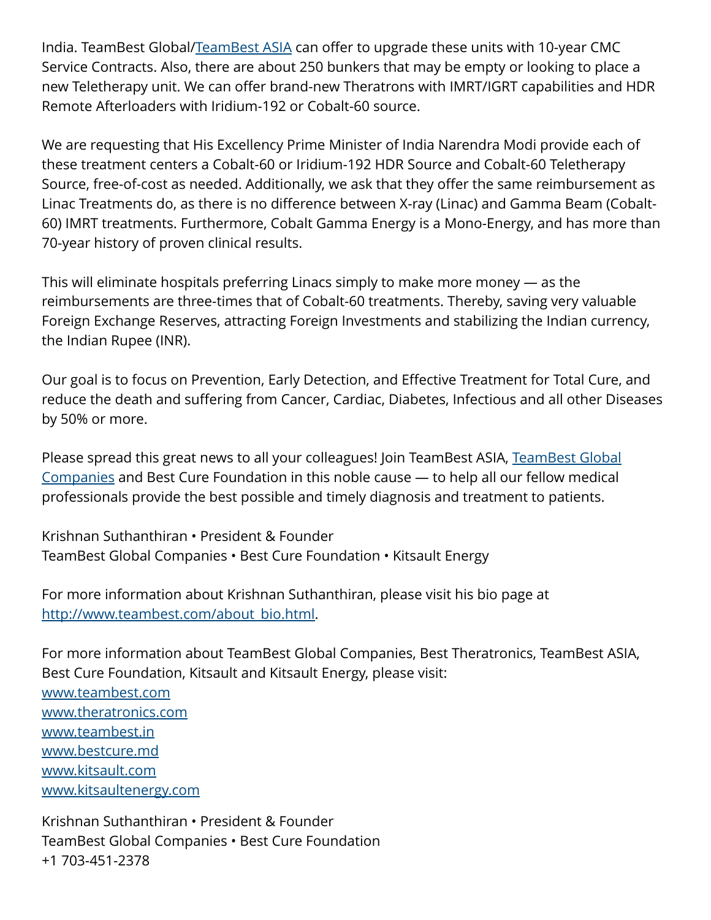India. TeamBest Global/[TeamBest ASIA](#) can offer to upgrade these units with 10-year CMC Service Contracts. Also, there are about 250 bunkers that may be empty or looking to place a new Teletherapy unit. We can offer brand-new Theratrons with IMRT/IGRT capabilities and HDR Remote Afterloaders with Iridium-192 or Cobalt-60 source.

We are requesting that His Excellency Prime Minister of India Narendra Modi provide each of these treatment centers a Cobalt-60 or Iridium-192 HDR Source and Cobalt-60 Teletherapy Source, free-of-cost as needed. Additionally, we ask that they offer the same reimbursement as Linac Treatments do, as there is no difference between X-ray (Linac) and Gamma Beam (Cobalt-60) IMRT treatments. Furthermore, Cobalt Gamma Energy is a Mono-Energy, and has more than 70-year history of proven clinical results.

This will eliminate hospitals preferring Linacs simply to make more money — as the reimbursements are three-times that of Cobalt-60 treatments. Thereby, saving very valuable Foreign Exchange Reserves, attracting Foreign Investments and stabilizing the Indian currency, the Indian Rupee (INR).

Our goal is to focus on Prevention, Early Detection, and Effective Treatment for Total Cure, and reduce the death and suffering from Cancer, Cardiac, Diabetes, Infectious and all other Diseases by 50% or more.

Please spread this great news to all your colleagues! Join TeamBest ASIA, [TeamBest Global Companies](#) and Best Cure Foundation in this noble cause — to help all our fellow medical professionals provide the best possible and timely diagnosis and treatment to patients.

Krishnan Suthanthiran • President & Founder
TeamBest Global Companies • Best Cure Foundation • Kitsault Energy

For more information about Krishnan Suthanthiran, please visit his bio page at [http://www.teambest.com/about_bio.html](http://www.teambest.com/about_bio.html).

For more information about TeamBest Global Companies, Best Theratronics, TeamBest ASIA, Best Cure Foundation, Kitsault and Kitsault Energy, please visit:
[www.teambest.com](http://www.teambest.com)
[www.theratronics.com](http://www.theratronics.com)
[www.teambest.in](http://www.teambest.in)
[www.bestcure.md](http://www.bestcure.md)
[www.kitsault.com](http://www.kitsault.com)
[www.kitsaultenergy.com](http://www.kitsaultenergy.com)

Krishnan Suthanthiran • President & Founder
TeamBest Global Companies • Best Cure Foundation
+1 703-451-2378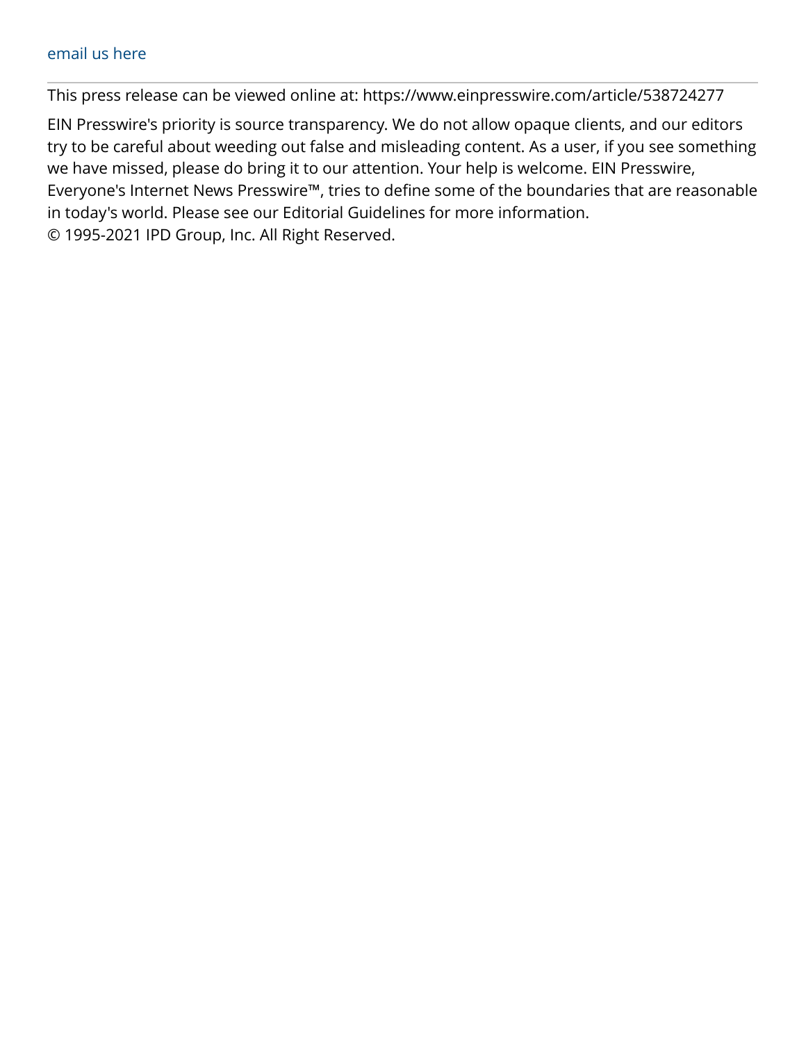email us here

---

This press release can be viewed online at: https://www.einpresswire.com/article/538724277

EIN Presswire's priority is source transparency. We do not allow opaque clients, and our editors try to be careful about weeding out false and misleading content. As a user, if you see something we have missed, please do bring it to our attention. Your help is welcome. EIN Presswire, Everyone's Internet News Presswire™, tries to define some of the boundaries that are reasonable in today's world. Please see our Editorial Guidelines for more information.
© 1995-2021 IPD Group, Inc. All Right Reserved.